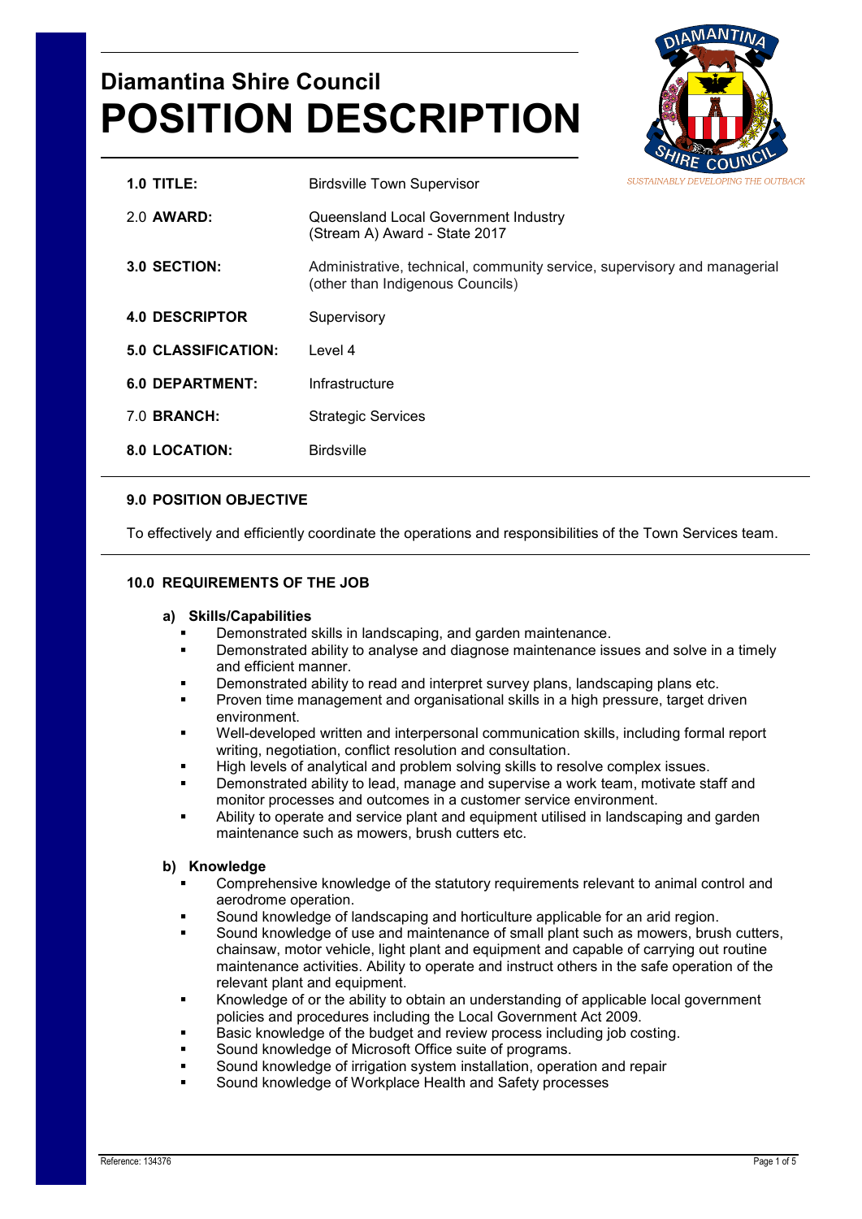# Diamantina Shire Council

# POSITION DESCRIPTION

SUSTAINABLY DEVELOPING THE OUTBACK

| | |
|---|---|
| **1.0 TITLE:** | Birdsville Town Supervisor |
| 2.0 **AWARD:** | Queensland Local Government Industry (Stream A) Award - State 2017 |
| **3.0 SECTION:** | Administrative, technical, community service, supervisory and managerial (other than Indigenous Councils) |
| **4.0 DESCRIPTOR** | Supervisory |
| **5.0 CLASSIFICATION:** | Level 4 |
| **6.0 DEPARTMENT:** | Infrastructure |
| 7.0 **BRANCH:** | Strategic Services |
| **8.0 LOCATION:** | Birdsville |

## 9.0 POSITION OBJECTIVE

To effectively and efficiently coordinate the operations and responsibilities of the Town Services team.

## 10.0 REQUIREMENTS OF THE JOB

### a) Skills/Capabilities

- Demonstrated skills in landscaping, and garden maintenance.
- Demonstrated ability to analyse and diagnose maintenance issues and solve in a timely and efficient manner.
- Demonstrated ability to read and interpret survey plans, landscaping plans etc.
- Proven time management and organisational skills in a high pressure, target driven environment.
- Well-developed written and interpersonal communication skills, including formal report writing, negotiation, conflict resolution and consultation.
- High levels of analytical and problem solving skills to resolve complex issues.
- Demonstrated ability to lead, manage and supervise a work team, motivate staff and monitor processes and outcomes in a customer service environment.
- Ability to operate and service plant and equipment utilised in landscaping and garden maintenance such as mowers, brush cutters etc.

### b) Knowledge

- Comprehensive knowledge of the statutory requirements relevant to animal control and aerodrome operation.
- Sound knowledge of landscaping and horticulture applicable for an arid region.
- Sound knowledge of use and maintenance of small plant such as mowers, brush cutters, chainsaw, motor vehicle, light plant and equipment and capable of carrying out routine maintenance activities. Ability to operate and instruct others in the safe operation of the relevant plant and equipment.
- Knowledge of or the ability to obtain an understanding of applicable local government policies and procedures including the Local Government Act 2009.
- Basic knowledge of the budget and review process including job costing.
- Sound knowledge of Microsoft Office suite of programs.
- Sound knowledge of irrigation system installation, operation and repair
- Sound knowledge of Workplace Health and Safety processes

Reference: 134376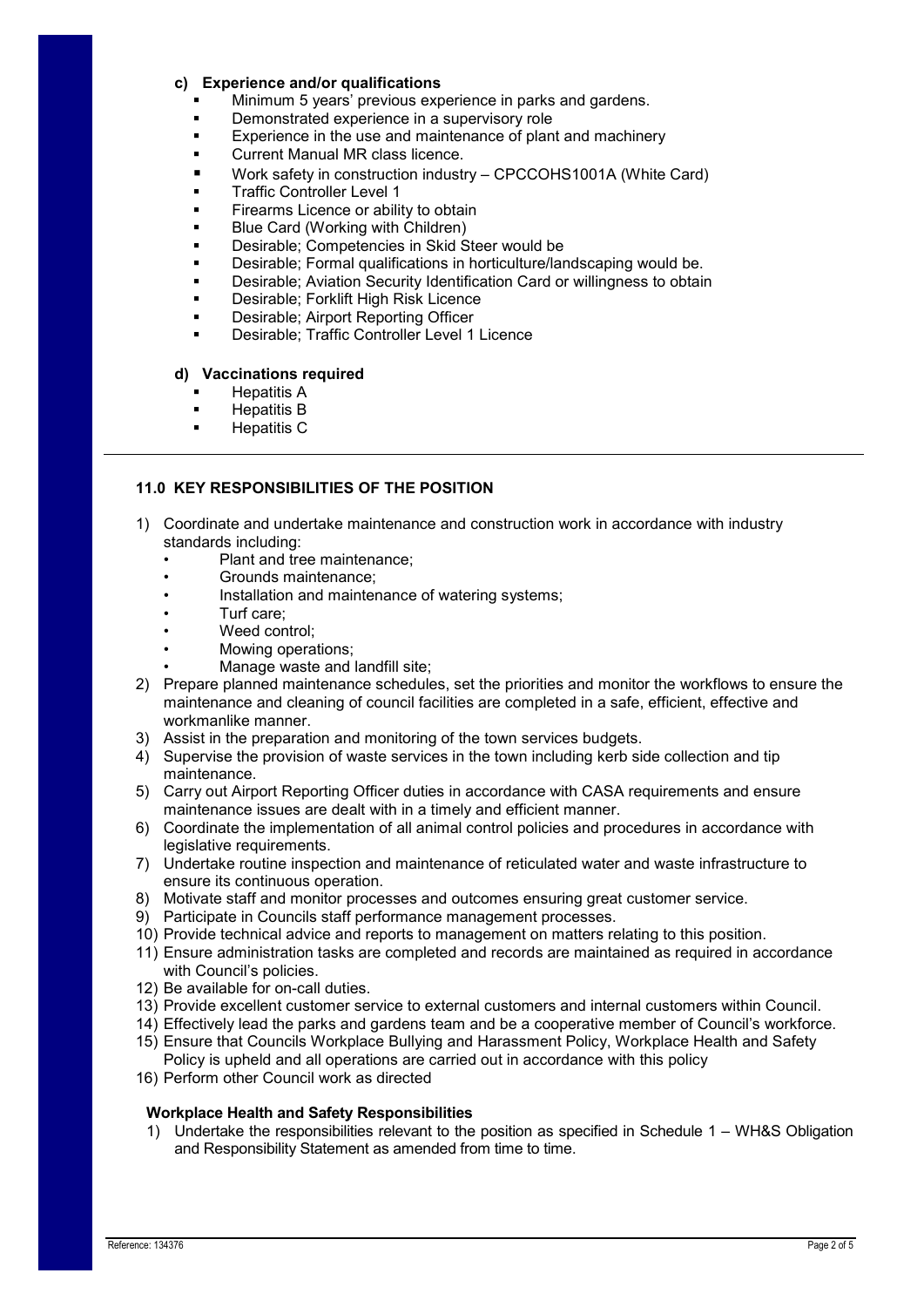**c) Experience and/or qualifications**

- Minimum 5 years' previous experience in parks and gardens.
- Demonstrated experience in a supervisory role
- Experience in the use and maintenance of plant and machinery
- Current Manual MR class licence.
- Work safety in construction industry – CPCCOHS1001A (White Card)
- Traffic Controller Level 1
- Firearms Licence or ability to obtain
- Blue Card (Working with Children)
- Desirable; Competencies in Skid Steer would be
- Desirable; Formal qualifications in horticulture/landscaping would be.
- Desirable; Aviation Security Identification Card or willingness to obtain
- Desirable; Forklift High Risk Licence
- Desirable; Airport Reporting Officer
- Desirable; Traffic Controller Level 1 Licence

**d) Vaccinations required**

- Hepatitis A
- Hepatitis B
- Hepatitis C

---

## 11.0 KEY RESPONSIBILITIES OF THE POSITION

1) Coordinate and undertake maintenance and construction work in accordance with industry standards including:
   - Plant and tree maintenance;
   - Grounds maintenance;
   - Installation and maintenance of watering systems;
   - Turf care;
   - Weed control;
   - Mowing operations;
   - Manage waste and landfill site;
2) Prepare planned maintenance schedules, set the priorities and monitor the workflows to ensure the maintenance and cleaning of council facilities are completed in a safe, efficient, effective and workmanlike manner.
3) Assist in the preparation and monitoring of the town services budgets.
4) Supervise the provision of waste services in the town including kerb side collection and tip maintenance.
5) Carry out Airport Reporting Officer duties in accordance with CASA requirements and ensure maintenance issues are dealt with in a timely and efficient manner.
6) Coordinate the implementation of all animal control policies and procedures in accordance with legislative requirements.
7) Undertake routine inspection and maintenance of reticulated water and waste infrastructure to ensure its continuous operation.
8) Motivate staff and monitor processes and outcomes ensuring great customer service.
9) Participate in Councils staff performance management processes.
10) Provide technical advice and reports to management on matters relating to this position.
11) Ensure administration tasks are completed and records are maintained as required in accordance with Council's policies.
12) Be available for on-call duties.
13) Provide excellent customer service to external customers and internal customers within Council.
14) Effectively lead the parks and gardens team and be a cooperative member of Council's workforce.
15) Ensure that Councils Workplace Bullying and Harassment Policy, Workplace Health and Safety Policy is upheld and all operations are carried out in accordance with this policy
16) Perform other Council work as directed

**Workplace Health and Safety Responsibilities**

1) Undertake the responsibilities relevant to the position as specified in Schedule 1 – WH&S Obligation and Responsibility Statement as amended from time to time.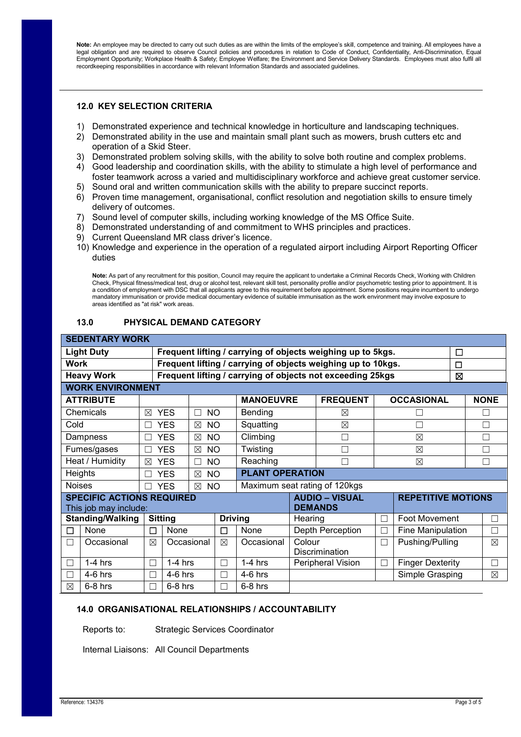**Note:** An employee may be directed to carry out such duties as are within the limits of the employee's skill, competence and training. All employees have a legal obligation and are required to observe Council policies and procedures in relation to Code of Conduct, Confidentiality, Anti-Discrimination, Equal Employment Opportunity; Workplace Health & Safety; Employee Welfare; the Environment and Service Delivery Standards. Employees must also fulfil all recordkeeping responsibilities in accordance with relevant Information Standards and associated guidelines.

---

## 12.0 KEY SELECTION CRITERIA

1) Demonstrated experience and technical knowledge in horticulture and landscaping techniques.
2) Demonstrated ability in the use and maintain small plant such as mowers, brush cutters etc and operation of a Skid Steer.
3) Demonstrated problem solving skills, with the ability to solve both routine and complex problems.
4) Good leadership and coordination skills, with the ability to stimulate a high level of performance and foster teamwork across a varied and multidisciplinary workforce and achieve great customer service.
5) Sound oral and written communication skills with the ability to prepare succinct reports.
6) Proven time management, organisational, conflict resolution and negotiation skills to ensure timely delivery of outcomes.
7) Sound level of computer skills, including working knowledge of the MS Office Suite.
8) Demonstrated understanding of and commitment to WHS principles and practices.
9) Current Queensland MR class driver's licence.
10) Knowledge and experience in the operation of a regulated airport including Airport Reporting Officer duties

**Note:** As part of any recruitment for this position, Council may require the applicant to undertake a Criminal Records Check, Working with Children Check, Physical fitness/medical test, drug or alcohol test, relevant skill test, personality profile and/or psychometric testing prior to appointment. It is a condition of employment with DSC that all applicants agree to this requirement before appointment. Some positions require incumbent to undergo mandatory immunisation or provide medical documentary evidence of suitable immunisation as the work environment may involve exposure to areas identified as "at risk" work areas.

## 13.0 PHYSICAL DEMAND CATEGORY

| SEDENTARY WORK | | |
|---|---|---|
| **Light Duty** | **Frequent lifting / carrying of objects weighing up to 5kgs.** | ☐ |
| **Work** | **Frequent lifting / carrying of objects weighing up to 10kgs.** | ☐ |
| **Heavy Work** | **Frequent lifting / carrying of objects not exceeding 25kgs** | ☒ |

**WORK ENVIRONMENT**

| ATTRIBUTE | | | MANOEUVRE | FREQUENT | OCCASIONAL | NONE |
|---|---|---|---|---|---|---|
| Chemicals | ☒ YES | ☐ NO | Bending | ☒ | ☐ | ☐ |
| Cold | ☐ YES | ☒ NO | Squatting | ☒ | ☐ | ☐ |
| Dampness | ☐ YES | ☒ NO | Climbing | ☐ | ☒ | ☐ |
| Fumes/gases | ☐ YES | ☒ NO | Twisting | ☐ | ☒ | ☐ |
| Heat / Humidity | ☒ YES | ☐ NO | Reaching | ☐ | ☒ | ☐ |
| Heights | ☐ YES | ☒ NO | **PLANT OPERATION** | | | |
| Noises | ☐ YES | ☒ NO | Maximum seat rating of 120kgs | | | |

**SPECIFIC ACTIONS REQUIRED**
This job may include:

| Standing/Walking | | Sitting | | Driving | | AUDIO – VISUAL DEMANDS | | REPETITIVE MOTIONS | |
|---|---|---|---|---|---|---|---|---|---|
| ☐ | None | ☐ | None | ☐ | None | Hearing | ☐ | Foot Movement | ☐ |
| ☐ | Occasional | ☒ | Occasional | ☒ | Occasional | Depth Perception | ☐ | Fine Manipulation | ☐ |
| ☐ | 1-4 hrs | ☐ | 1-4 hrs | ☐ | 1-4 hrs | Colour Discrimination | ☐ | Pushing/Pulling | ☒ |
| ☐ | 4-6 hrs | ☐ | 4-6 hrs | ☐ | 4-6 hrs | Peripheral Vision | ☐ | Finger Dexterity | ☐ |
| ☒ | 6-8 hrs | ☐ | 6-8 hrs | ☐ | 6-8 hrs | | | Simple Grasping | ☒ |

## 14.0 ORGANISATIONAL RELATIONSHIPS / ACCOUNTABILITY

Reports to: Strategic Services Coordinator

Internal Liaisons: All Council Departments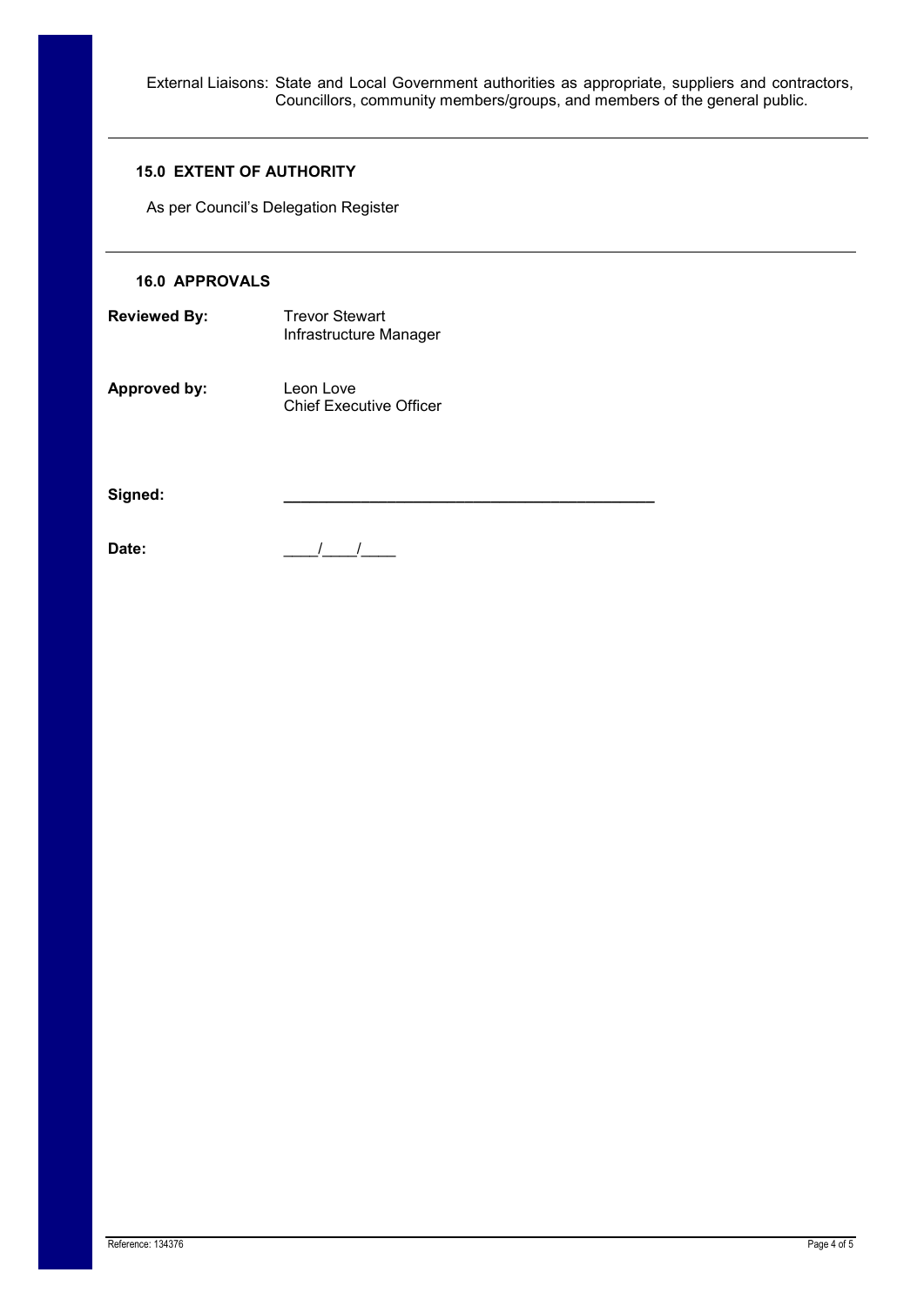External Liaisons: State and Local Government authorities as appropriate, suppliers and contractors, Councillors, community members/groups, and members of the general public.

---

### 15.0 EXTENT OF AUTHORITY

As per Council's Delegation Register

---

### 16.0 APPROVALS

**Reviewed By:** Trevor Stewart
Infrastructure Manager

**Approved by:** Leon Love
Chief Executive Officer

**Signed:** ____________________________________________

**Date:** ____/____/____

Reference: 134376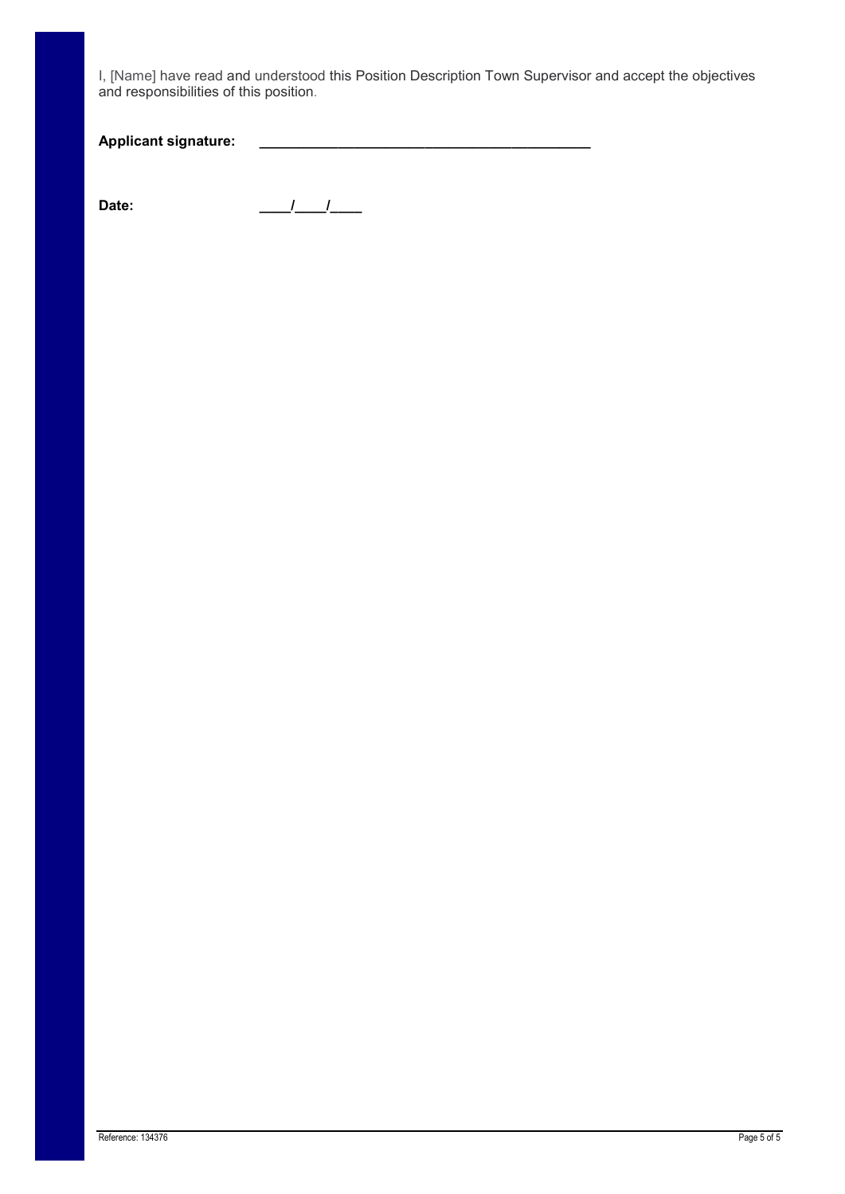I, [Name] have read and understood this Position Description Town Supervisor and accept the objectives and responsibilities of this position.

**Applicant signature:** ___________________________________________

**Date:** ____/____/____

Reference: 134376